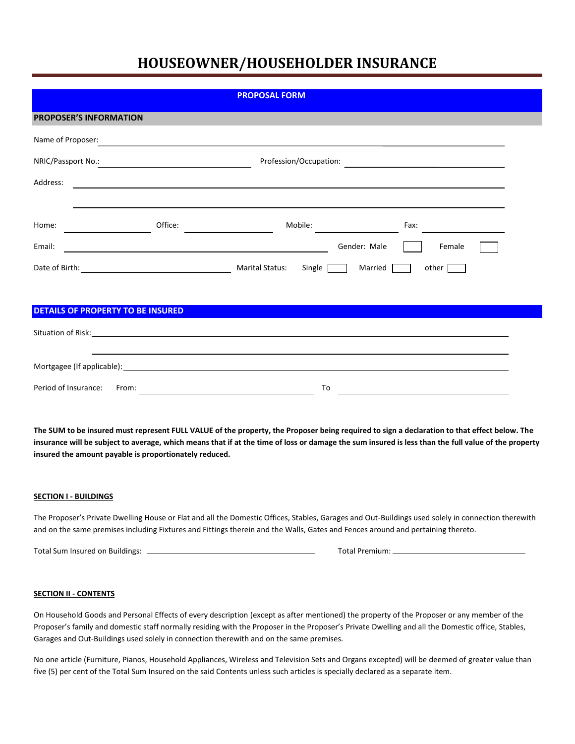# HOUSEOWNER/HOUSEHOLDER INSURANCE

## PROPOSAL FORM

### PROPOSER'S INFORMATION

Name of Proposer: ______________________________

NRIC/Passport No.: ______________________ Profession/Occupation: ______________________

Address: ______________________________

______________________________

Home: ____________ Office: ____________ Mobile: ____________ Fax: ____________

Email: ______________________________ Gender: Male ☐ Female ☐

Date of Birth: ______________________ Marital Status: Single ☐ Married ☐ other ☐

### DETAILS OF PROPERTY TO BE INSURED

Situation of Risk: ______________________________

______________________________

Mortgagee (If applicable): ______________________________

Period of Insurance: From: ______________________ To ______________________

**The SUM to be insured must represent FULL VALUE of the property, the Proposer being required to sign a declaration to that effect below. The insurance will be subject to average, which means that if at the time of loss or damage the sum insured is less than the full value of the property insured the amount payable is proportionately reduced.**

#### SECTION I - BUILDINGS

The Proposer's Private Dwelling House or Flat and all the Domestic Offices, Stables, Garages and Out-Buildings used solely in connection therewith and on the same premises including Fixtures and Fittings therein and the Walls, Gates and Fences around and pertaining thereto.

Total Sum Insured on Buildings: ______________________ Total Premium: ______________________

#### SECTION II - CONTENTS

On Household Goods and Personal Effects of every description (except as after mentioned) the property of the Proposer or any member of the Proposer's family and domestic staff normally residing with the Proposer in the Proposer's Private Dwelling and all the Domestic office, Stables, Garages and Out-Buildings used solely in connection therewith and on the same premises.

No one article (Furniture, Pianos, Household Appliances, Wireless and Television Sets and Organs excepted) will be deemed of greater value than five (5) per cent of the Total Sum Insured on the said Contents unless such articles is specially declared as a separate item.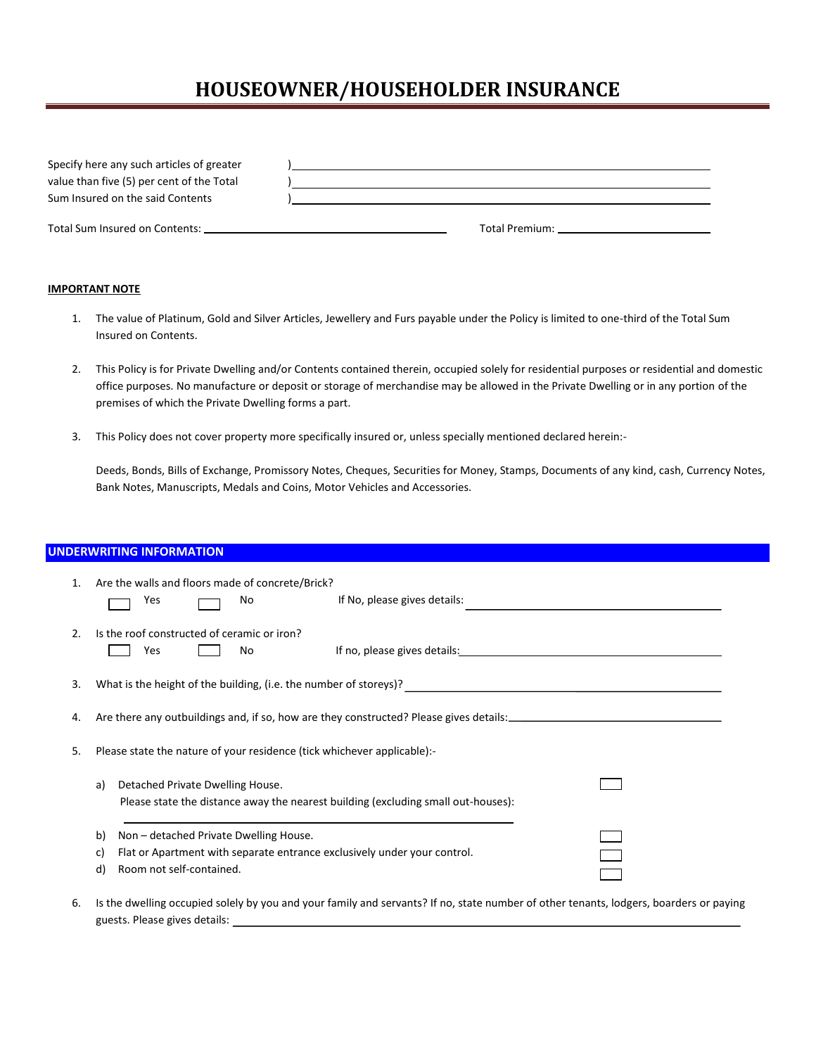# HOUSEOWNER/HOUSEHOLDER INSURANCE

Specify here any such articles of greater value than five (5) per cent of the Total Sum Insured on the said Contents ) \_\_\_\_\_\_\_\_\_\_\_\_\_\_\_\_\_\_\_\_\_\_\_\_\_\_\_\_\_\_
) \_\_\_\_\_\_\_\_\_\_\_\_\_\_\_\_\_\_\_\_\_\_\_\_\_\_\_\_\_\_
) \_\_\_\_\_\_\_\_\_\_\_\_\_\_\_\_\_\_\_\_\_\_\_\_\_\_\_\_\_\_

Total Sum Insured on Contents: \_\_\_\_\_\_\_\_\_\_\_\_\_\_\_\_\_\_\_\_ Total Premium: \_\_\_\_\_\_\_\_\_\_\_\_\_\_\_\_\_\_\_\_

**IMPORTANT NOTE**

1. The value of Platinum, Gold and Silver Articles, Jewellery and Furs payable under the Policy is limited to one-third of the Total Sum Insured on Contents.

2. This Policy is for Private Dwelling and/or Contents contained therein, occupied solely for residential purposes or residential and domestic office purposes. No manufacture or deposit or storage of merchandise may be allowed in the Private Dwelling or in any portion of the premises of which the Private Dwelling forms a part.

3. This Policy does not cover property more specifically insured or, unless specially mentioned declared herein:-

   Deeds, Bonds, Bills of Exchange, Promissory Notes, Cheques, Securities for Money, Stamps, Documents of any kind, cash, Currency Notes, Bank Notes, Manuscripts, Medals and Coins, Motor Vehicles and Accessories.

## UNDERWRITING INFORMATION

1. Are the walls and floors made of concrete/Brick?
   ☐ Yes ☐ No If No, please gives details: \_\_\_\_\_\_\_\_\_\_\_\_\_\_\_\_\_\_\_\_

2. Is the roof constructed of ceramic or iron?
   ☐ Yes ☐ No If no, please gives details: \_\_\_\_\_\_\_\_\_\_\_\_\_\_\_\_\_\_\_\_

3. What is the height of the building, (i.e. the number of storeys)? \_\_\_\_\_\_\_\_\_\_\_\_\_\_\_\_\_\_\_\_

4. Are there any outbuildings and, if so, how are they constructed? Please gives details: \_\_\_\_\_\_\_\_\_\_\_\_\_\_\_\_\_\_\_\_

5. Please state the nature of your residence (tick whichever applicable):-

   a) Detached Private Dwelling House. ☐
      Please state the distance away the nearest building (excluding small out-houses):
      \_\_\_\_\_\_\_\_\_\_\_\_\_\_\_\_\_\_\_\_

   b) Non – detached Private Dwelling House. ☐
   c) Flat or Apartment with separate entrance exclusively under your control. ☐
   d) Room not self-contained. ☐

6. Is the dwelling occupied solely by you and your family and servants? If no, state number of other tenants, lodgers, boarders or paying guests. Please gives details: \_\_\_\_\_\_\_\_\_\_\_\_\_\_\_\_\_\_\_\_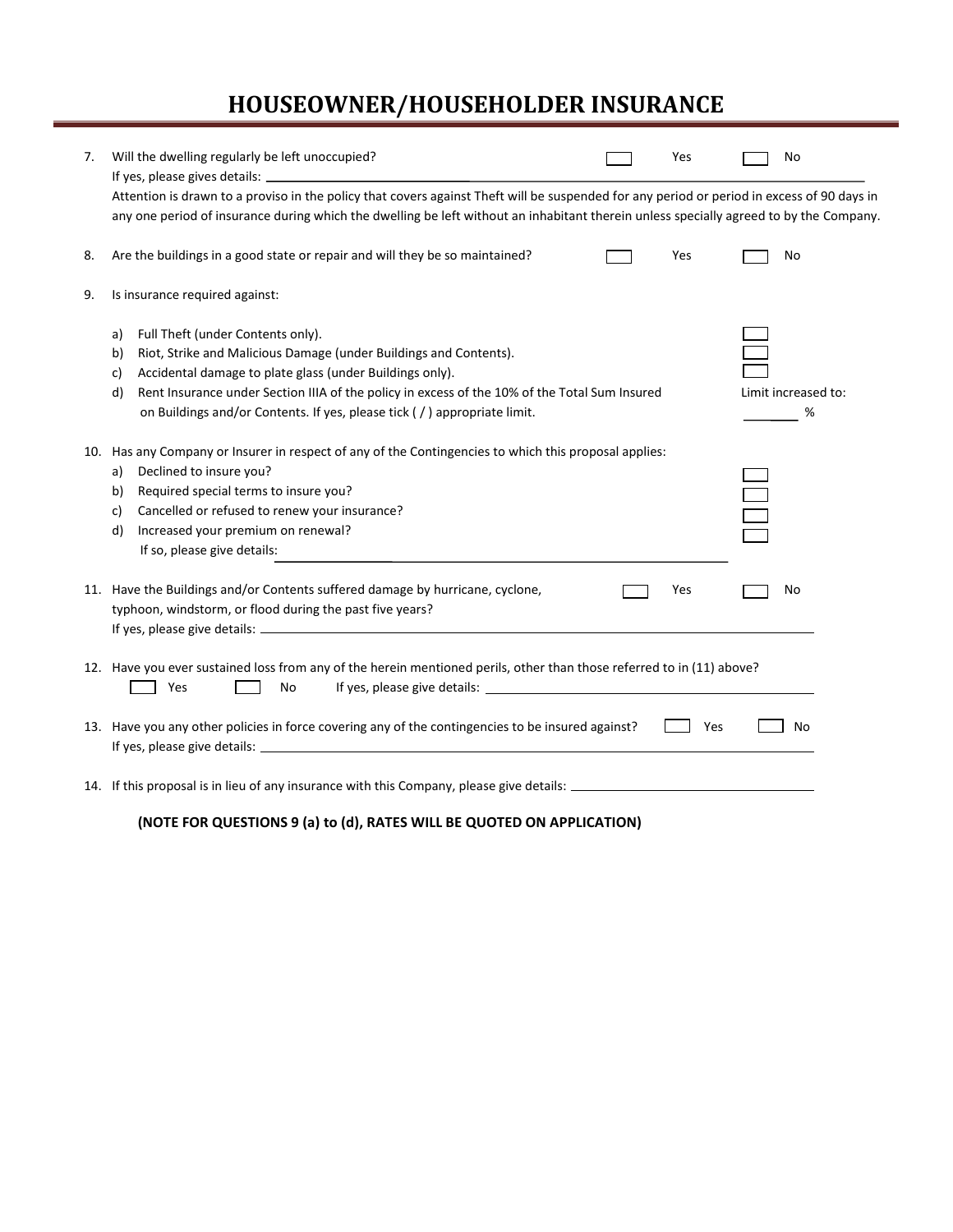# HOUSEOWNER/HOUSEHOLDER INSURANCE

7. Will the dwelling regularly be left unoccupied? ☐ Yes ☐ No
   If yes, please gives details: ______________________________
   Attention is drawn to a proviso in the policy that covers against Theft will be suspended for any period or period in excess of 90 days in any one period of insurance during which the dwelling be left without an inhabitant therein unless specially agreed to by the Company.

8. Are the buildings in a good state or repair and will they be so maintained? ☐ Yes ☐ No

9. Is insurance required against:

   a) Full Theft (under Contents only). ☐
   b) Riot, Strike and Malicious Damage (under Buildings and Contents). ☐
   c) Accidental damage to plate glass (under Buildings only). ☐
   d) Rent Insurance under Section IIIA of the policy in excess of the 10% of the Total Sum Insured on Buildings and/or Contents. If yes, please tick ( / ) appropriate limit. Limit increased to: ________ %

10. Has any Company or Insurer in respect of any of the Contingencies to which this proposal applies:
    a) Declined to insure you? ☐
    b) Required special terms to insure you? ☐
    c) Cancelled or refused to renew your insurance? ☐
    d) Increased your premium on renewal? ☐
    If so, please give details: ______________________________

11. Have the Buildings and/or Contents suffered damage by hurricane, cyclone, typhoon, windstorm, or flood during the past five years? ☐ Yes ☐ No
    If yes, please give details: ______________________________

12. Have you ever sustained loss from any of the herein mentioned perils, other than those referred to in (11) above?
    ☐ Yes ☐ No If yes, please give details: ______________________________

13. Have you any other policies in force covering any of the contingencies to be insured against? ☐ Yes ☐ No
    If yes, please give details: ______________________________

14. If this proposal is in lieu of any insurance with this Company, please give details: ______________________________

**(NOTE FOR QUESTIONS 9 (a) to (d), RATES WILL BE QUOTED ON APPLICATION)**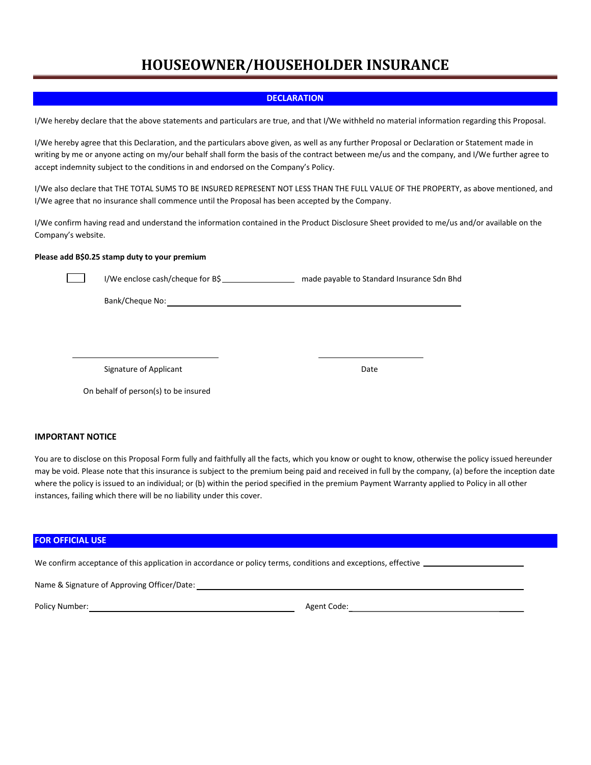# HOUSEOWNER/HOUSEHOLDER INSURANCE

## DECLARATION

I/We hereby declare that the above statements and particulars are true, and that I/We withheld no material information regarding this Proposal.

I/We hereby agree that this Declaration, and the particulars above given, as well as any further Proposal or Declaration or Statement made in writing by me or anyone acting on my/our behalf shall form the basis of the contract between me/us and the company, and I/We further agree to accept indemnity subject to the conditions in and endorsed on the Company's Policy.

I/We also declare that THE TOTAL SUMS TO BE INSURED REPRESENT NOT LESS THAN THE FULL VALUE OF THE PROPERTY, as above mentioned, and I/We agree that no insurance shall commence until the Proposal has been accepted by the Company.

I/We confirm having read and understand the information contained in the Product Disclosure Sheet provided to me/us and/or available on the Company's website.

**Please add B$0.25 stamp duty to your premium**

☐ I/We enclose cash/cheque for B$ ________________ made payable to Standard Insurance Sdn Bhd

Bank/Cheque No: ____________________________________________

________________________________ ________________________

Signature of Applicant Date

On behalf of person(s) to be insured

**IMPORTANT NOTICE**

You are to disclose on this Proposal Form fully and faithfully all the facts, which you know or ought to know, otherwise the policy issued hereunder may be void. Please note that this insurance is subject to the premium being paid and received in full by the company, (a) before the inception date where the policy is issued to an individual; or (b) within the period specified in the premium Payment Warranty applied to Policy in all other instances, failing which there will be no liability under this cover.

## FOR OFFICIAL USE

We confirm acceptance of this application in accordance or policy terms, conditions and exceptions, effective ______________________

Name & Signature of Approving Officer/Date: ____________________________________________

Policy Number: ______________________________ Agent Code: ______________________________